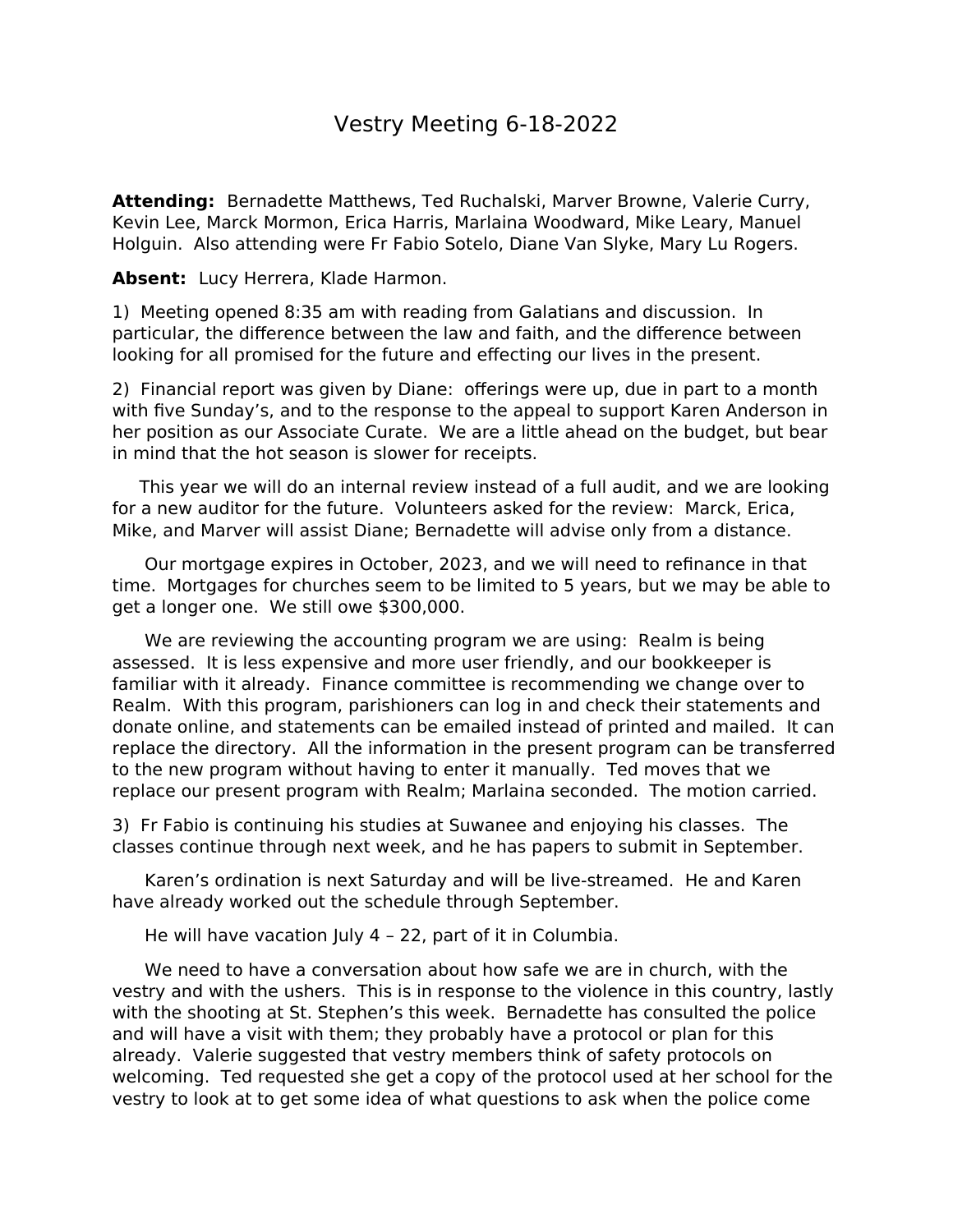# Vestry Meeting 6-18-2022

**Attending:** Bernadette Matthews, Ted Ruchalski, Marver Browne, Valerie Curry, Kevin Lee, Marck Mormon, Erica Harris, Marlaina Woodward, Mike Leary, Manuel Holguin. Also attending were Fr Fabio Sotelo, Diane Van Slyke, Mary Lu Rogers.

**Absent:** Lucy Herrera, Klade Harmon.

1) Meeting opened 8:35 am with reading from Galatians and discussion. In particular, the difference between the law and faith, and the difference between looking for all promised for the future and effecting our lives in the present.

2) Financial report was given by Diane: offerings were up, due in part to a month with five Sunday's, and to the response to the appeal to support Karen Anderson in her position as our Associate Curate. We are a little ahead on the budget, but bear in mind that the hot season is slower for receipts.

This year we will do an internal review instead of a full audit, and we are looking for a new auditor for the future. Volunteers asked for the review: Marck, Erica, Mike, and Marver will assist Diane; Bernadette will advise only from a distance.

Our mortgage expires in October, 2023, and we will need to refinance in that time. Mortgages for churches seem to be limited to 5 years, but we may be able to get a longer one. We still owe $300,000.

We are reviewing the accounting program we are using: Realm is being assessed. It is less expensive and more user friendly, and our bookkeeper is familiar with it already. Finance committee is recommending we change over to Realm. With this program, parishioners can log in and check their statements and donate online, and statements can be emailed instead of printed and mailed. It can replace the directory. All the information in the present program can be transferred to the new program without having to enter it manually. Ted moves that we replace our present program with Realm; Marlaina seconded. The motion carried.

3) Fr Fabio is continuing his studies at Suwanee and enjoying his classes. The classes continue through next week, and he has papers to submit in September.

Karen's ordination is next Saturday and will be live-streamed. He and Karen have already worked out the schedule through September.

He will have vacation July 4 – 22, part of it in Columbia.

We need to have a conversation about how safe we are in church, with the vestry and with the ushers. This is in response to the violence in this country, lastly with the shooting at St. Stephen's this week. Bernadette has consulted the police and will have a visit with them; they probably have a protocol or plan for this already. Valerie suggested that vestry members think of safety protocols on welcoming. Ted requested she get a copy of the protocol used at her school for the vestry to look at to get some idea of what questions to ask when the police come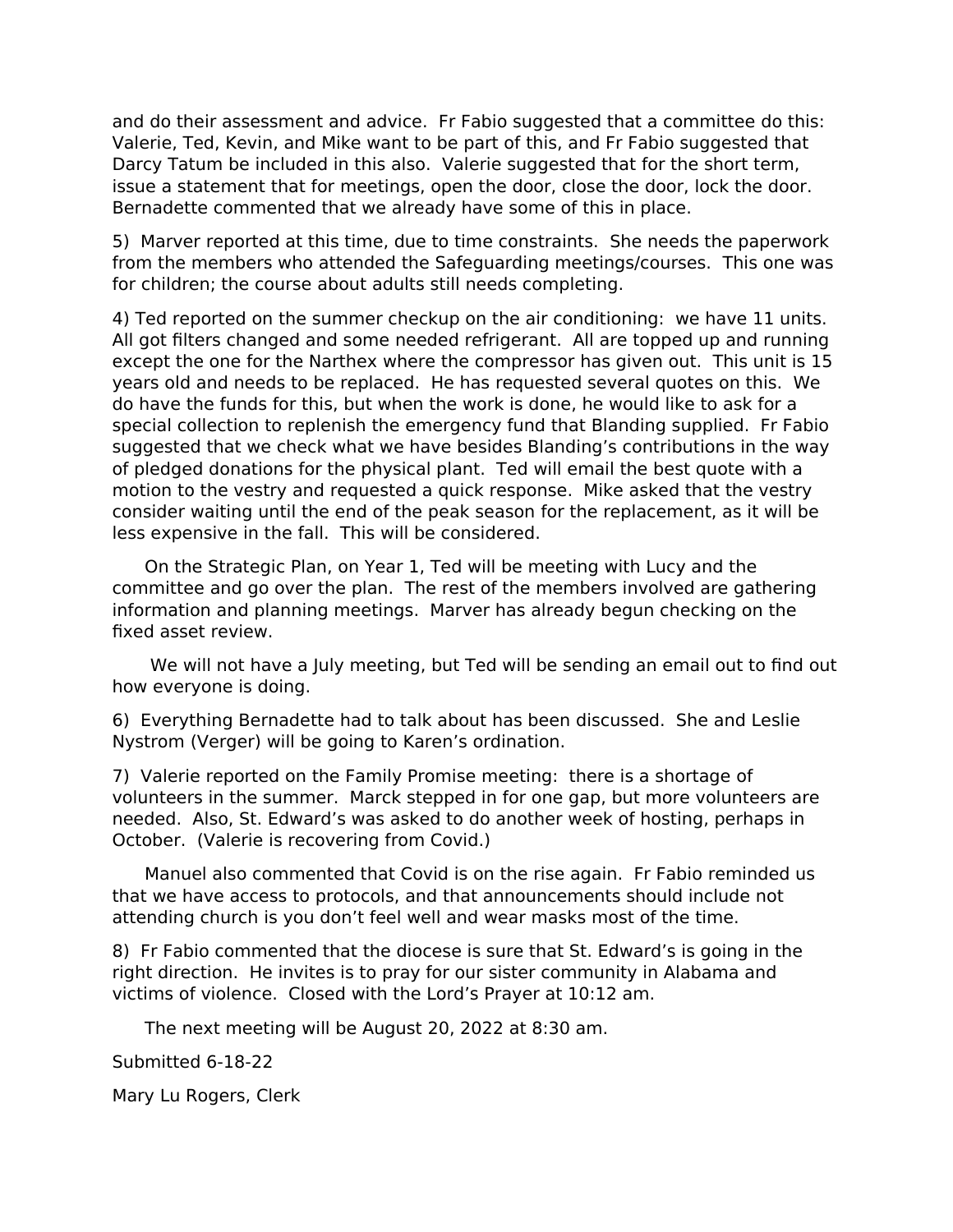and do their assessment and advice. Fr Fabio suggested that a committee do this: Valerie, Ted, Kevin, and Mike want to be part of this, and Fr Fabio suggested that Darcy Tatum be included in this also. Valerie suggested that for the short term, issue a statement that for meetings, open the door, close the door, lock the door. Bernadette commented that we already have some of this in place.

5) Marver reported at this time, due to time constraints. She needs the paperwork from the members who attended the Safeguarding meetings/courses. This one was for children; the course about adults still needs completing.

4) Ted reported on the summer checkup on the air conditioning: we have 11 units. All got filters changed and some needed refrigerant. All are topped up and running except the one for the Narthex where the compressor has given out. This unit is 15 years old and needs to be replaced. He has requested several quotes on this. We do have the funds for this, but when the work is done, he would like to ask for a special collection to replenish the emergency fund that Blanding supplied. Fr Fabio suggested that we check what we have besides Blanding's contributions in the way of pledged donations for the physical plant. Ted will email the best quote with a motion to the vestry and requested a quick response. Mike asked that the vestry consider waiting until the end of the peak season for the replacement, as it will be less expensive in the fall. This will be considered.

On the Strategic Plan, on Year 1, Ted will be meeting with Lucy and the committee and go over the plan. The rest of the members involved are gathering information and planning meetings. Marver has already begun checking on the fixed asset review.

We will not have a July meeting, but Ted will be sending an email out to find out how everyone is doing.

6) Everything Bernadette had to talk about has been discussed. She and Leslie Nystrom (Verger) will be going to Karen's ordination.

7) Valerie reported on the Family Promise meeting: there is a shortage of volunteers in the summer. Marck stepped in for one gap, but more volunteers are needed. Also, St. Edward's was asked to do another week of hosting, perhaps in October. (Valerie is recovering from Covid.)

Manuel also commented that Covid is on the rise again. Fr Fabio reminded us that we have access to protocols, and that announcements should include not attending church is you don't feel well and wear masks most of the time.

8) Fr Fabio commented that the diocese is sure that St. Edward's is going in the right direction. He invites is to pray for our sister community in Alabama and victims of violence. Closed with the Lord's Prayer at 10:12 am.

The next meeting will be August 20, 2022 at 8:30 am.

Submitted 6-18-22

Mary Lu Rogers, Clerk